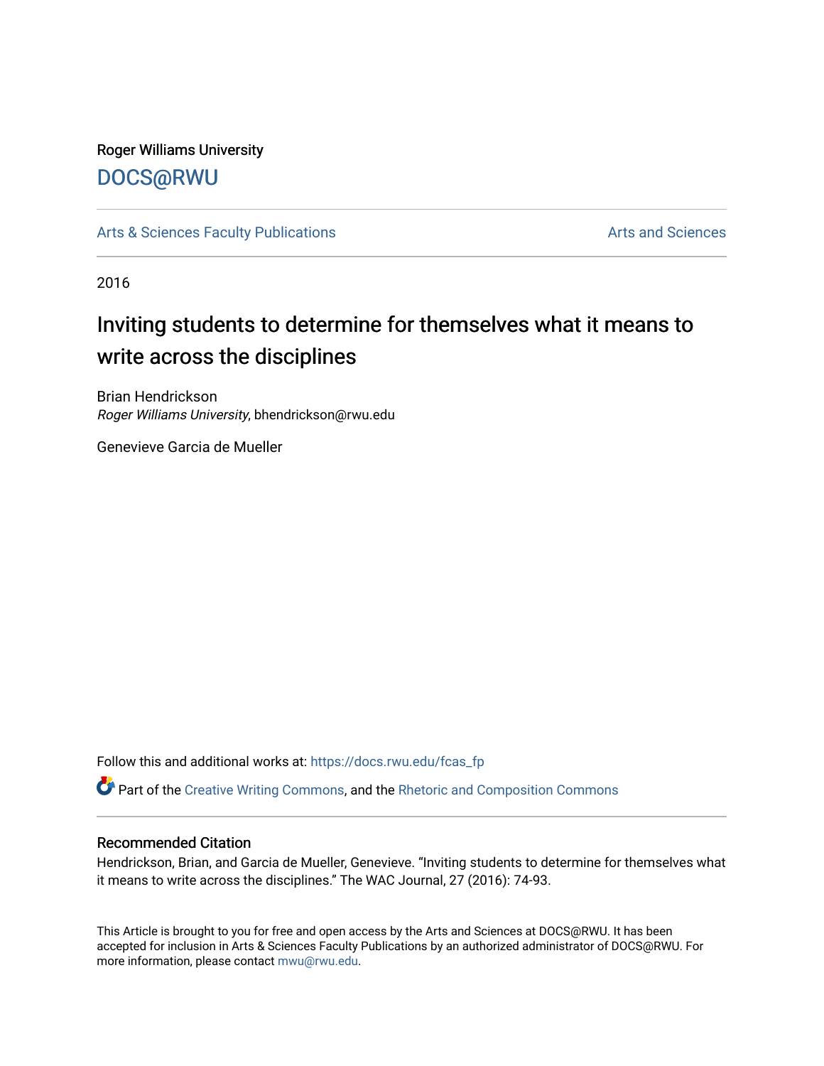Roger Williams University

DOCS@RWU

Arts & Sciences Faculty Publications | Arts and Sciences

2016

# Inviting students to determine for themselves what it means to write across the disciplines

Brian Hendrickson
*Roger Williams University*, bhendrickson@rwu.edu

Genevieve Garcia de Mueller

Follow this and additional works at: https://docs.rwu.edu/fcas_fp

Part of the Creative Writing Commons, and the Rhetoric and Composition Commons

## Recommended Citation

Hendrickson, Brian, and Garcia de Mueller, Genevieve. "Inviting students to determine for themselves what it means to write across the disciplines." The WAC Journal, 27 (2016): 74-93.

This Article is brought to you for free and open access by the Arts and Sciences at DOCS@RWU. It has been accepted for inclusion in Arts & Sciences Faculty Publications by an authorized administrator of DOCS@RWU. For more information, please contact mwu@rwu.edu.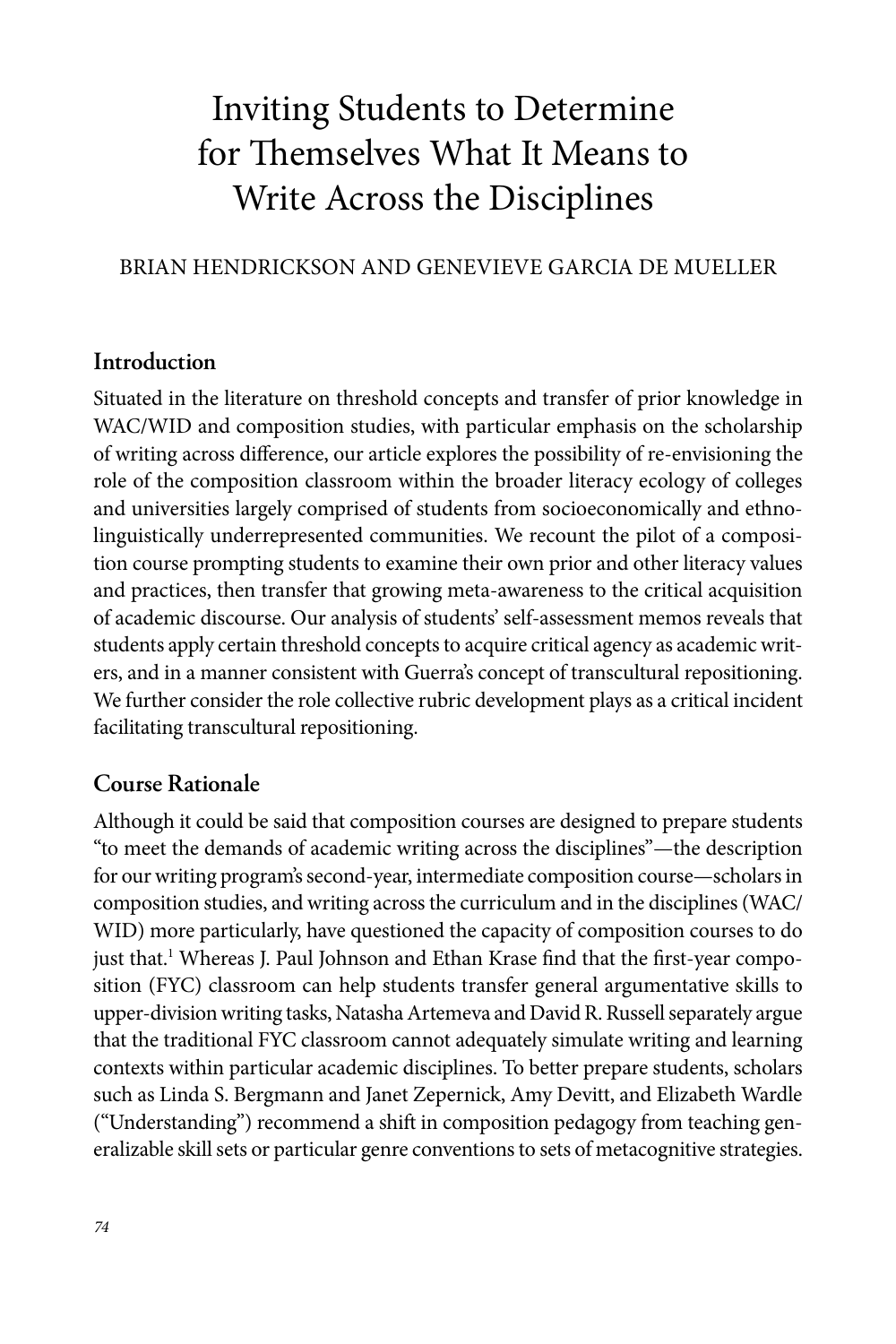# Inviting Students to Determine for Themselves What It Means to Write Across the Disciplines

BRIAN HENDRICKSON AND GENEVIEVE GARCIA DE MUELLER

## Introduction

Situated in the literature on threshold concepts and transfer of prior knowledge in WAC/WID and composition studies, with particular emphasis on the scholarship of writing across difference, our article explores the possibility of re-envisioning the role of the composition classroom within the broader literacy ecology of colleges and universities largely comprised of students from socioeconomically and ethnolinguistically underrepresented communities. We recount the pilot of a composition course prompting students to examine their own prior and other literacy values and practices, then transfer that growing meta-awareness to the critical acquisition of academic discourse. Our analysis of students' self-assessment memos reveals that students apply certain threshold concepts to acquire critical agency as academic writers, and in a manner consistent with Guerra's concept of transcultural repositioning. We further consider the role collective rubric development plays as a critical incident facilitating transcultural repositioning.

## Course Rationale

Although it could be said that composition courses are designed to prepare students "to meet the demands of academic writing across the disciplines"—the description for our writing program's second-year, intermediate composition course—scholars in composition studies, and writing across the curriculum and in the disciplines (WAC/WID) more particularly, have questioned the capacity of composition courses to do just that.[1] Whereas J. Paul Johnson and Ethan Krase find that the first-year composition (FYC) classroom can help students transfer general argumentative skills to upper-division writing tasks, Natasha Artemeva and David R. Russell separately argue that the traditional FYC classroom cannot adequately simulate writing and learning contexts within particular academic disciplines. To better prepare students, scholars such as Linda S. Bergmann and Janet Zepernick, Amy Devitt, and Elizabeth Wardle ("Understanding") recommend a shift in composition pedagogy from teaching generalizable skill sets or particular genre conventions to sets of metacognitive strategies.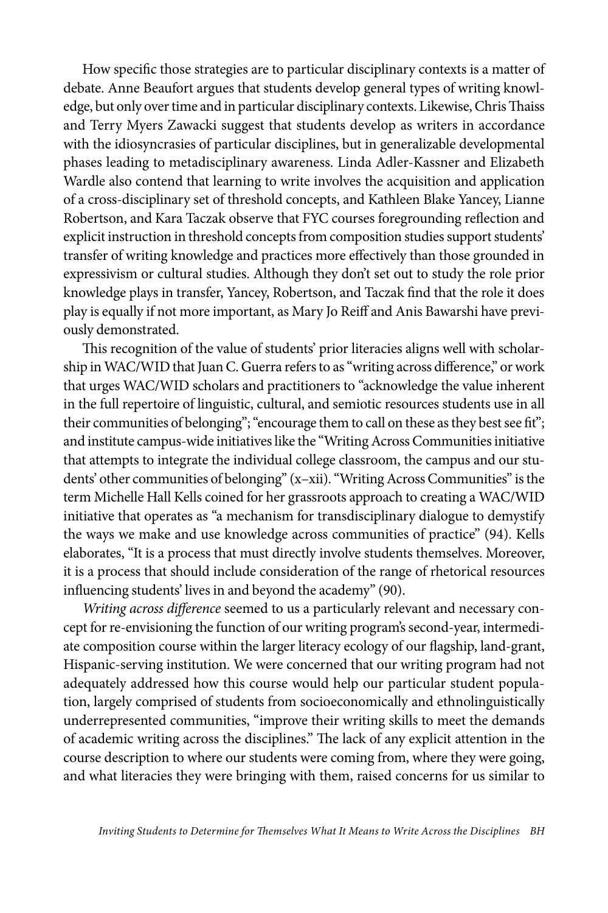How specific those strategies are to particular disciplinary contexts is a matter of debate. Anne Beaufort argues that students develop general types of writing knowledge, but only over time and in particular disciplinary contexts. Likewise, Chris Thaiss and Terry Myers Zawacki suggest that students develop as writers in accordance with the idiosyncrasies of particular disciplines, but in generalizable developmental phases leading to metadisciplinary awareness. Linda Adler-Kassner and Elizabeth Wardle also contend that learning to write involves the acquisition and application of a cross-disciplinary set of threshold concepts, and Kathleen Blake Yancey, Lianne Robertson, and Kara Taczak observe that FYC courses foregrounding reflection and explicit instruction in threshold concepts from composition studies support students' transfer of writing knowledge and practices more effectively than those grounded in expressivism or cultural studies. Although they don't set out to study the role prior knowledge plays in transfer, Yancey, Robertson, and Taczak find that the role it does play is equally if not more important, as Mary Jo Reiff and Anis Bawarshi have previously demonstrated.

This recognition of the value of students' prior literacies aligns well with scholarship in WAC/WID that Juan C. Guerra refers to as "writing across difference," or work that urges WAC/WID scholars and practitioners to "acknowledge the value inherent in the full repertoire of linguistic, cultural, and semiotic resources students use in all their communities of belonging"; "encourage them to call on these as they best see fit"; and institute campus-wide initiatives like the "Writing Across Communities initiative that attempts to integrate the individual college classroom, the campus and our students' other communities of belonging" (x–xii). "Writing Across Communities" is the term Michelle Hall Kells coined for her grassroots approach to creating a WAC/WID initiative that operates as "a mechanism for transdisciplinary dialogue to demystify the ways we make and use knowledge across communities of practice" (94). Kells elaborates, "It is a process that must directly involve students themselves. Moreover, it is a process that should include consideration of the range of rhetorical resources influencing students' lives in and beyond the academy" (90).

*Writing across difference* seemed to us a particularly relevant and necessary concept for re-envisioning the function of our writing program's second-year, intermediate composition course within the larger literacy ecology of our flagship, land-grant, Hispanic-serving institution. We were concerned that our writing program had not adequately addressed how this course would help our particular student population, largely comprised of students from socioeconomically and ethnolinguistically underrepresented communities, "improve their writing skills to meet the demands of academic writing across the disciplines." The lack of any explicit attention in the course description to where our students were coming from, where they were going, and what literacies they were bringing with them, raised concerns for us similar to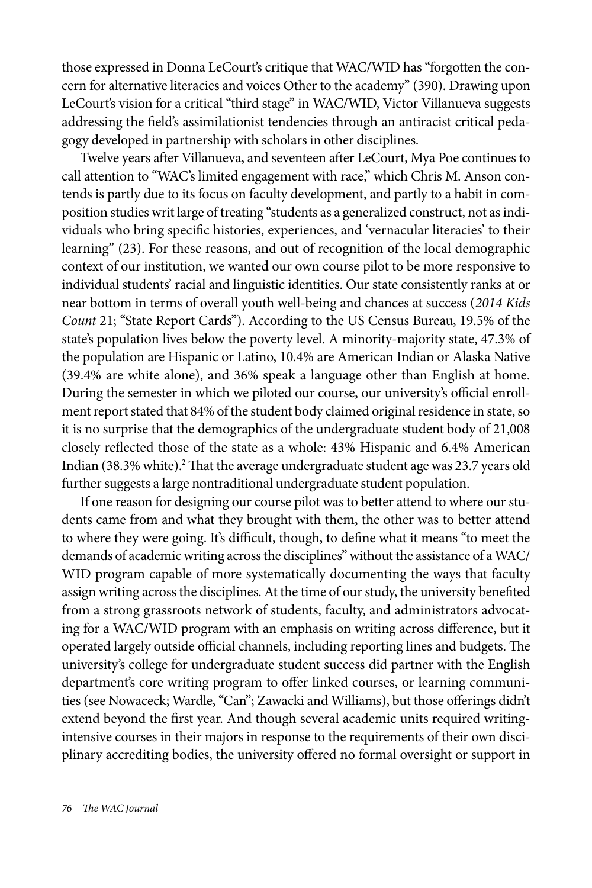those expressed in Donna LeCourt's critique that WAC/WID has "forgotten the concern for alternative literacies and voices Other to the academy" (390). Drawing upon LeCourt's vision for a critical "third stage" in WAC/WID, Victor Villanueva suggests addressing the field's assimilationist tendencies through an antiracist critical pedagogy developed in partnership with scholars in other disciplines.

Twelve years after Villanueva, and seventeen after LeCourt, Mya Poe continues to call attention to "WAC's limited engagement with race," which Chris M. Anson contends is partly due to its focus on faculty development, and partly to a habit in composition studies writ large of treating "students as a generalized construct, not as individuals who bring specific histories, experiences, and 'vernacular literacies' to their learning" (23). For these reasons, and out of recognition of the local demographic context of our institution, we wanted our own course pilot to be more responsive to individual students' racial and linguistic identities. Our state consistently ranks at or near bottom in terms of overall youth well-being and chances at success (*2014 Kids Count* 21; "State Report Cards"). According to the US Census Bureau, 19.5% of the state's population lives below the poverty level. A minority-majority state, 47.3% of the population are Hispanic or Latino, 10.4% are American Indian or Alaska Native (39.4% are white alone), and 36% speak a language other than English at home. During the semester in which we piloted our course, our university's official enrollment report stated that 84% of the student body claimed original residence in state, so it is no surprise that the demographics of the undergraduate student body of 21,008 closely reflected those of the state as a whole: 43% Hispanic and 6.4% American Indian (38.3% white).[2] That the average undergraduate student age was 23.7 years old further suggests a large nontraditional undergraduate student population.

If one reason for designing our course pilot was to better attend to where our students came from and what they brought with them, the other was to better attend to where they were going. It's difficult, though, to define what it means "to meet the demands of academic writing across the disciplines" without the assistance of a WAC/WID program capable of more systematically documenting the ways that faculty assign writing across the disciplines. At the time of our study, the university benefited from a strong grassroots network of students, faculty, and administrators advocating for a WAC/WID program with an emphasis on writing across difference, but it operated largely outside official channels, including reporting lines and budgets. The university's college for undergraduate student success did partner with the English department's core writing program to offer linked courses, or learning communities (see Nowaceck; Wardle, "Can"; Zawacki and Williams), but those offerings didn't extend beyond the first year. And though several academic units required writing-intensive courses in their majors in response to the requirements of their own disciplinary accrediting bodies, the university offered no formal oversight or support in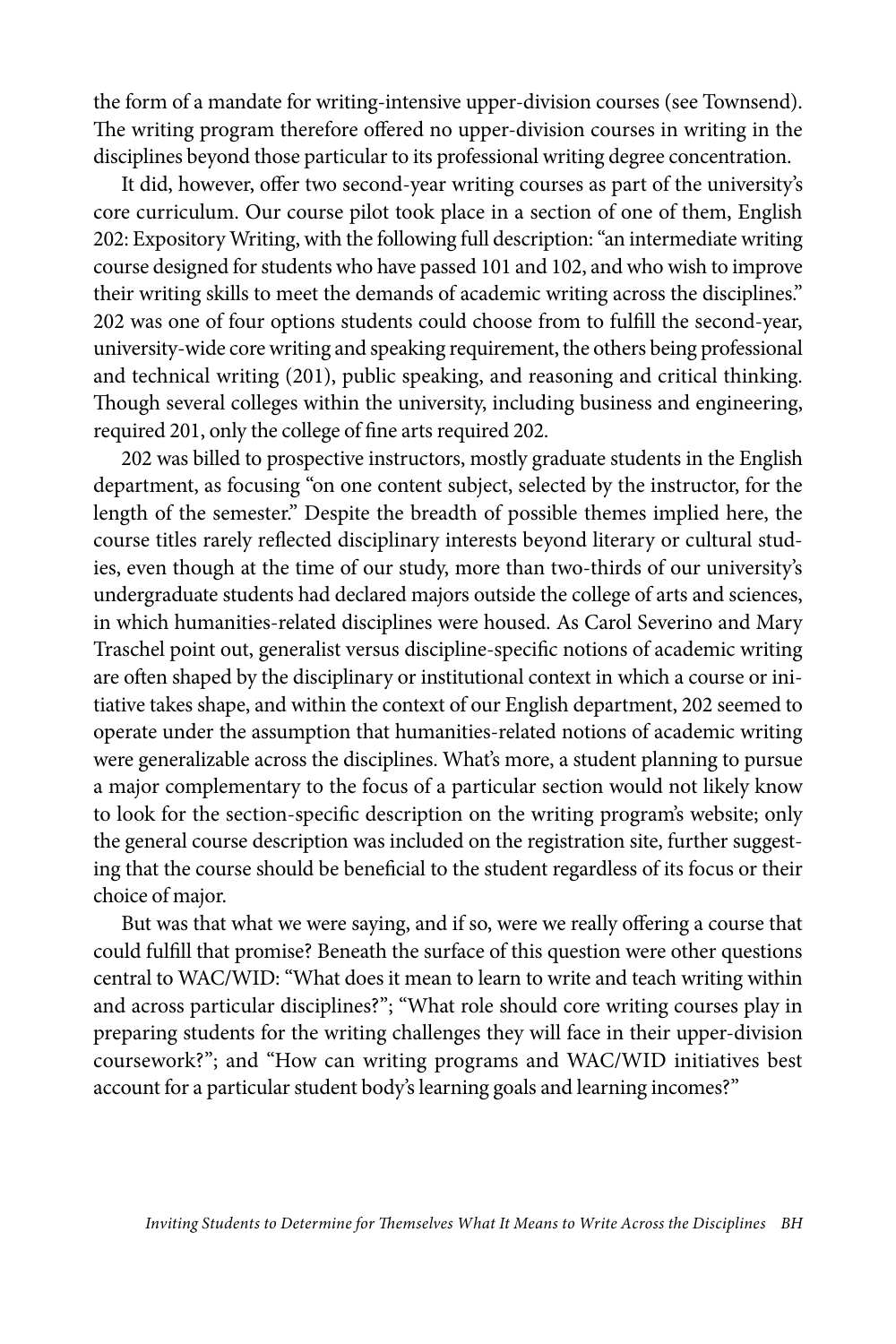the form of a mandate for writing-intensive upper-division courses (see Townsend). The writing program therefore offered no upper-division courses in writing in the disciplines beyond those particular to its professional writing degree concentration.

It did, however, offer two second-year writing courses as part of the university's core curriculum. Our course pilot took place in a section of one of them, English 202: Expository Writing, with the following full description: "an intermediate writing course designed for students who have passed 101 and 102, and who wish to improve their writing skills to meet the demands of academic writing across the disciplines." 202 was one of four options students could choose from to fulfill the second-year, university-wide core writing and speaking requirement, the others being professional and technical writing (201), public speaking, and reasoning and critical thinking. Though several colleges within the university, including business and engineering, required 201, only the college of fine arts required 202.

202 was billed to prospective instructors, mostly graduate students in the English department, as focusing "on one content subject, selected by the instructor, for the length of the semester." Despite the breadth of possible themes implied here, the course titles rarely reflected disciplinary interests beyond literary or cultural studies, even though at the time of our study, more than two-thirds of our university's undergraduate students had declared majors outside the college of arts and sciences, in which humanities-related disciplines were housed. As Carol Severino and Mary Traschel point out, generalist versus discipline-specific notions of academic writing are often shaped by the disciplinary or institutional context in which a course or initiative takes shape, and within the context of our English department, 202 seemed to operate under the assumption that humanities-related notions of academic writing were generalizable across the disciplines. What's more, a student planning to pursue a major complementary to the focus of a particular section would not likely know to look for the section-specific description on the writing program's website; only the general course description was included on the registration site, further suggesting that the course should be beneficial to the student regardless of its focus or their choice of major.

But was that what we were saying, and if so, were we really offering a course that could fulfill that promise? Beneath the surface of this question were other questions central to WAC/WID: "What does it mean to learn to write and teach writing within and across particular disciplines?"; "What role should core writing courses play in preparing students for the writing challenges they will face in their upper-division coursework?"; and "How can writing programs and WAC/WID initiatives best account for a particular student body's learning goals and learning incomes?"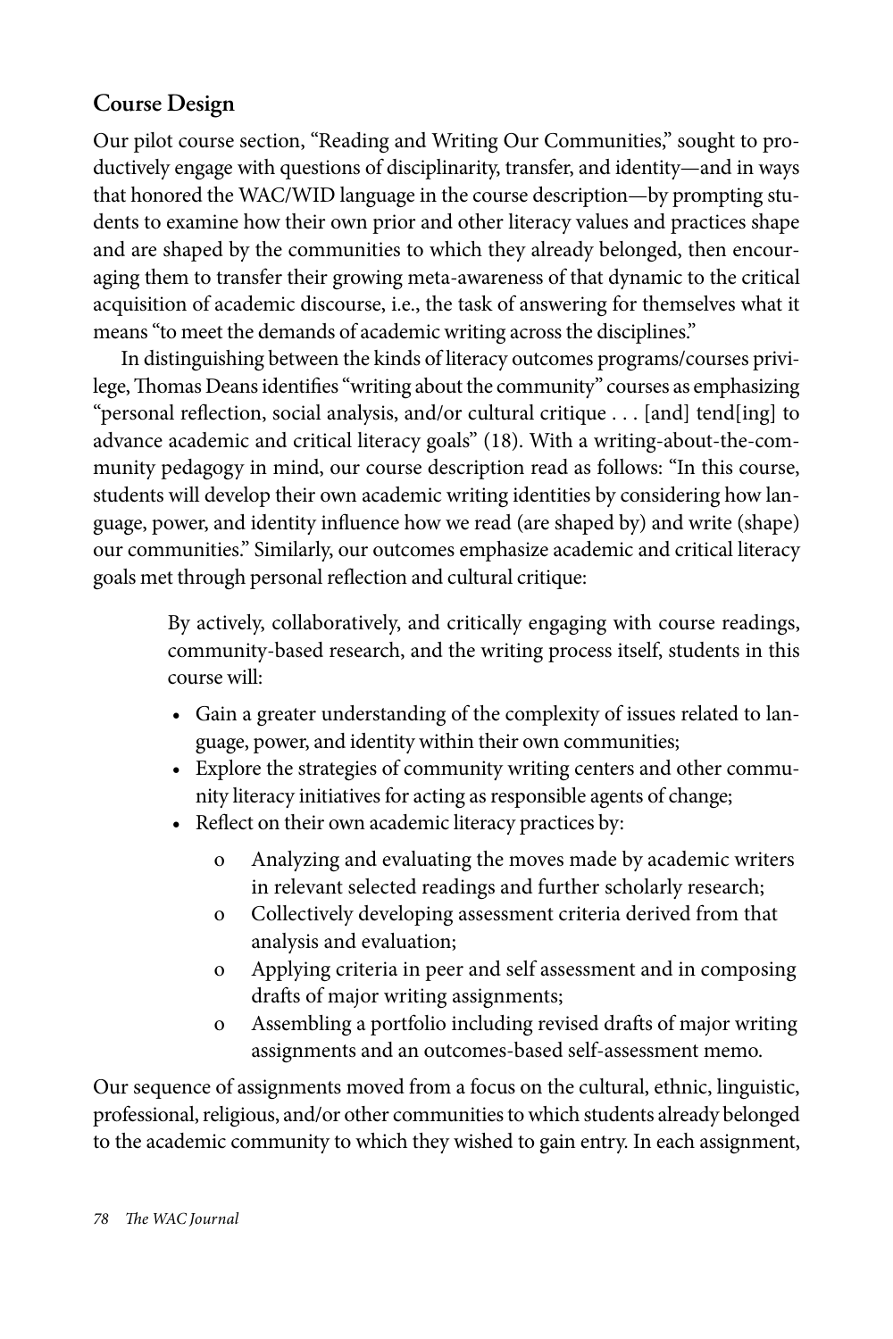## Course Design

Our pilot course section, "Reading and Writing Our Communities," sought to productively engage with questions of disciplinarity, transfer, and identity—and in ways that honored the WAC/WID language in the course description—by prompting students to examine how their own prior and other literacy values and practices shape and are shaped by the communities to which they already belonged, then encouraging them to transfer their growing meta-awareness of that dynamic to the critical acquisition of academic discourse, i.e., the task of answering for themselves what it means "to meet the demands of academic writing across the disciplines."

In distinguishing between the kinds of literacy outcomes programs/courses privilege, Thomas Deans identifies "writing about the community" courses as emphasizing "personal reflection, social analysis, and/or cultural critique . . . [and] tend[ing] to advance academic and critical literacy goals" (18). With a writing-about-the-community pedagogy in mind, our course description read as follows: "In this course, students will develop their own academic writing identities by considering how language, power, and identity influence how we read (are shaped by) and write (shape) our communities." Similarly, our outcomes emphasize academic and critical literacy goals met through personal reflection and cultural critique:

> By actively, collaboratively, and critically engaging with course readings, community-based research, and the writing process itself, students in this course will:
>
> - Gain a greater understanding of the complexity of issues related to language, power, and identity within their own communities;
> - Explore the strategies of community writing centers and other community literacy initiatives for acting as responsible agents of change;
> - Reflect on their own academic literacy practices by:
>     - Analyzing and evaluating the moves made by academic writers in relevant selected readings and further scholarly research;
>     - Collectively developing assessment criteria derived from that analysis and evaluation;
>     - Applying criteria in peer and self assessment and in composing drafts of major writing assignments;
>     - Assembling a portfolio including revised drafts of major writing assignments and an outcomes-based self-assessment memo.

Our sequence of assignments moved from a focus on the cultural, ethnic, linguistic, professional, religious, and/or other communities to which students already belonged to the academic community to which they wished to gain entry. In each assignment,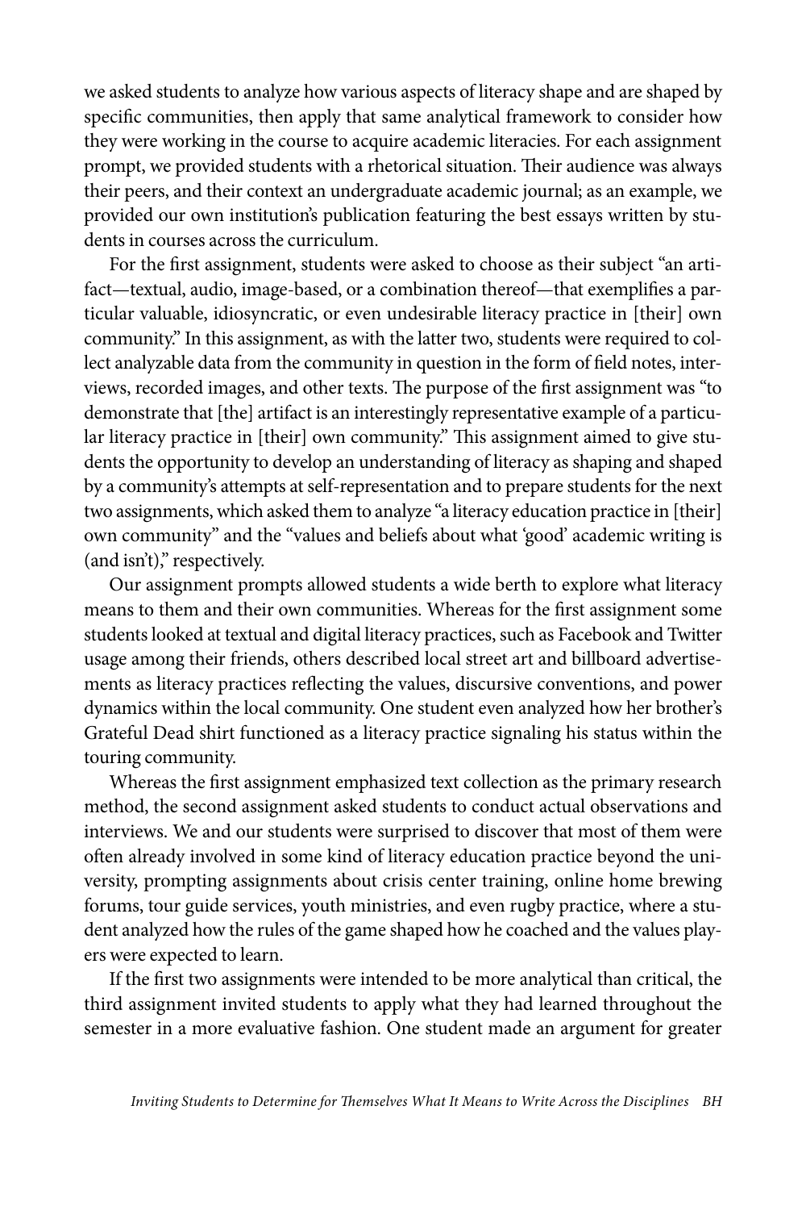we asked students to analyze how various aspects of literacy shape and are shaped by specific communities, then apply that same analytical framework to consider how they were working in the course to acquire academic literacies. For each assignment prompt, we provided students with a rhetorical situation. Their audience was always their peers, and their context an undergraduate academic journal; as an example, we provided our own institution's publication featuring the best essays written by students in courses across the curriculum.

For the first assignment, students were asked to choose as their subject "an artifact—textual, audio, image-based, or a combination thereof—that exemplifies a particular valuable, idiosyncratic, or even undesirable literacy practice in [their] own community." In this assignment, as with the latter two, students were required to collect analyzable data from the community in question in the form of field notes, interviews, recorded images, and other texts. The purpose of the first assignment was "to demonstrate that [the] artifact is an interestingly representative example of a particular literacy practice in [their] own community." This assignment aimed to give students the opportunity to develop an understanding of literacy as shaping and shaped by a community's attempts at self-representation and to prepare students for the next two assignments, which asked them to analyze "a literacy education practice in [their] own community" and the "values and beliefs about what 'good' academic writing is (and isn't)," respectively.

Our assignment prompts allowed students a wide berth to explore what literacy means to them and their own communities. Whereas for the first assignment some students looked at textual and digital literacy practices, such as Facebook and Twitter usage among their friends, others described local street art and billboard advertisements as literacy practices reflecting the values, discursive conventions, and power dynamics within the local community. One student even analyzed how her brother's Grateful Dead shirt functioned as a literacy practice signaling his status within the touring community.

Whereas the first assignment emphasized text collection as the primary research method, the second assignment asked students to conduct actual observations and interviews. We and our students were surprised to discover that most of them were often already involved in some kind of literacy education practice beyond the university, prompting assignments about crisis center training, online home brewing forums, tour guide services, youth ministries, and even rugby practice, where a student analyzed how the rules of the game shaped how he coached and the values players were expected to learn.

If the first two assignments were intended to be more analytical than critical, the third assignment invited students to apply what they had learned throughout the semester in a more evaluative fashion. One student made an argument for greater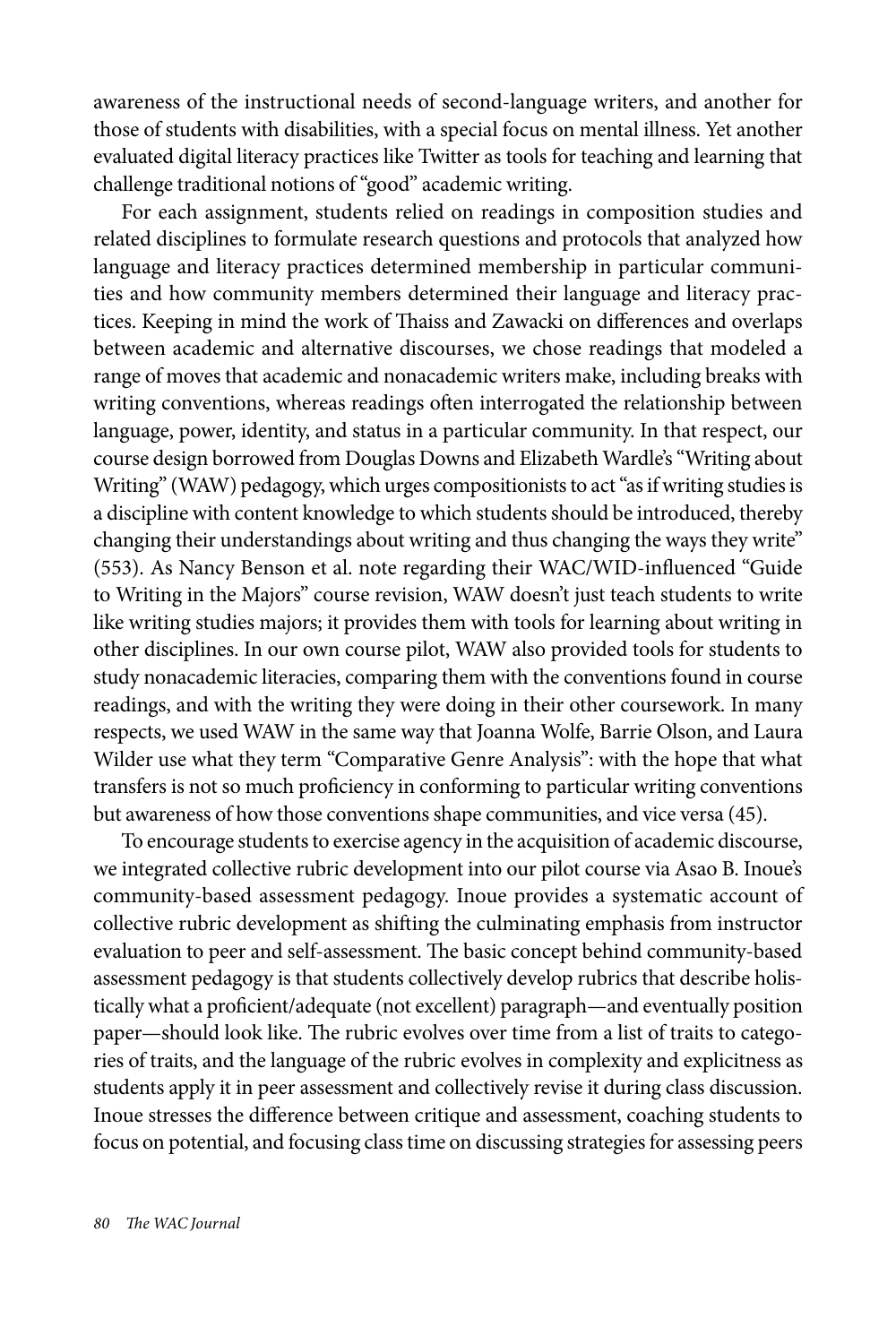awareness of the instructional needs of second-language writers, and another for those of students with disabilities, with a special focus on mental illness. Yet another evaluated digital literacy practices like Twitter as tools for teaching and learning that challenge traditional notions of "good" academic writing.

For each assignment, students relied on readings in composition studies and related disciplines to formulate research questions and protocols that analyzed how language and literacy practices determined membership in particular communities and how community members determined their language and literacy practices. Keeping in mind the work of Thaiss and Zawacki on differences and overlaps between academic and alternative discourses, we chose readings that modeled a range of moves that academic and nonacademic writers make, including breaks with writing conventions, whereas readings often interrogated the relationship between language, power, identity, and status in a particular community. In that respect, our course design borrowed from Douglas Downs and Elizabeth Wardle's "Writing about Writing" (WAW) pedagogy, which urges compositionists to act "as if writing studies is a discipline with content knowledge to which students should be introduced, thereby changing their understandings about writing and thus changing the ways they write" (553). As Nancy Benson et al. note regarding their WAC/WID-influenced "Guide to Writing in the Majors" course revision, WAW doesn't just teach students to write like writing studies majors; it provides them with tools for learning about writing in other disciplines. In our own course pilot, WAW also provided tools for students to study nonacademic literacies, comparing them with the conventions found in course readings, and with the writing they were doing in their other coursework. In many respects, we used WAW in the same way that Joanna Wolfe, Barrie Olson, and Laura Wilder use what they term "Comparative Genre Analysis": with the hope that what transfers is not so much proficiency in conforming to particular writing conventions but awareness of how those conventions shape communities, and vice versa (45).

To encourage students to exercise agency in the acquisition of academic discourse, we integrated collective rubric development into our pilot course via Asao B. Inoue's community-based assessment pedagogy. Inoue provides a systematic account of collective rubric development as shifting the culminating emphasis from instructor evaluation to peer and self-assessment. The basic concept behind community-based assessment pedagogy is that students collectively develop rubrics that describe holistically what a proficient/adequate (not excellent) paragraph—and eventually position paper—should look like. The rubric evolves over time from a list of traits to categories of traits, and the language of the rubric evolves in complexity and explicitness as students apply it in peer assessment and collectively revise it during class discussion. Inoue stresses the difference between critique and assessment, coaching students to focus on potential, and focusing class time on discussing strategies for assessing peers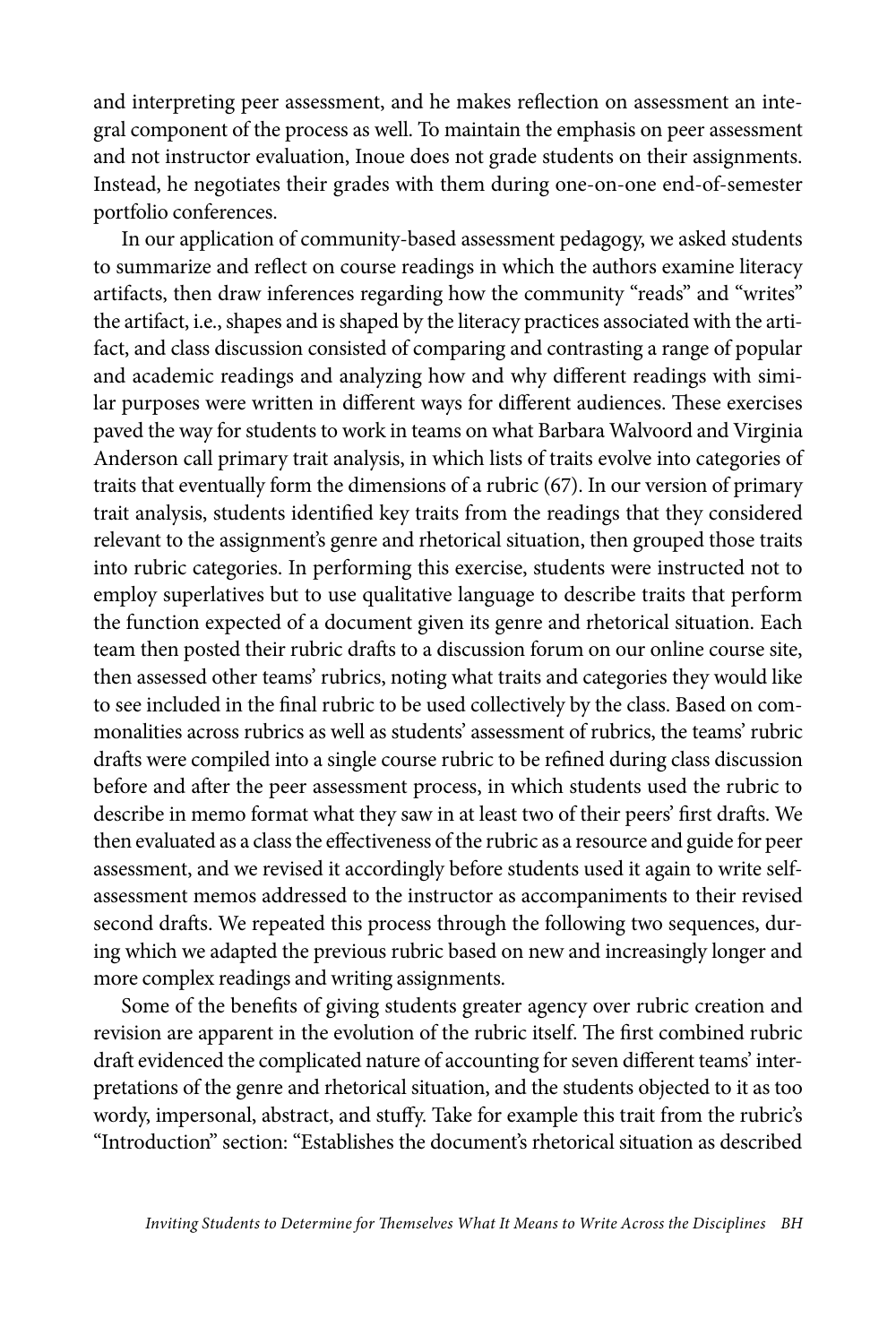and interpreting peer assessment, and he makes reflection on assessment an integral component of the process as well. To maintain the emphasis on peer assessment and not instructor evaluation, Inoue does not grade students on their assignments. Instead, he negotiates their grades with them during one-on-one end-of-semester portfolio conferences.

In our application of community-based assessment pedagogy, we asked students to summarize and reflect on course readings in which the authors examine literacy artifacts, then draw inferences regarding how the community "reads" and "writes" the artifact, i.e., shapes and is shaped by the literacy practices associated with the artifact, and class discussion consisted of comparing and contrasting a range of popular and academic readings and analyzing how and why different readings with similar purposes were written in different ways for different audiences. These exercises paved the way for students to work in teams on what Barbara Walvoord and Virginia Anderson call primary trait analysis, in which lists of traits evolve into categories of traits that eventually form the dimensions of a rubric (67). In our version of primary trait analysis, students identified key traits from the readings that they considered relevant to the assignment's genre and rhetorical situation, then grouped those traits into rubric categories. In performing this exercise, students were instructed not to employ superlatives but to use qualitative language to describe traits that perform the function expected of a document given its genre and rhetorical situation. Each team then posted their rubric drafts to a discussion forum on our online course site, then assessed other teams' rubrics, noting what traits and categories they would like to see included in the final rubric to be used collectively by the class. Based on commonalities across rubrics as well as students' assessment of rubrics, the teams' rubric drafts were compiled into a single course rubric to be refined during class discussion before and after the peer assessment process, in which students used the rubric to describe in memo format what they saw in at least two of their peers' first drafts. We then evaluated as a class the effectiveness of the rubric as a resource and guide for peer assessment, and we revised it accordingly before students used it again to write self-assessment memos addressed to the instructor as accompaniments to their revised second drafts. We repeated this process through the following two sequences, during which we adapted the previous rubric based on new and increasingly longer and more complex readings and writing assignments.

Some of the benefits of giving students greater agency over rubric creation and revision are apparent in the evolution of the rubric itself. The first combined rubric draft evidenced the complicated nature of accounting for seven different teams' interpretations of the genre and rhetorical situation, and the students objected to it as too wordy, impersonal, abstract, and stuffy. Take for example this trait from the rubric's "Introduction" section: "Establishes the document's rhetorical situation as described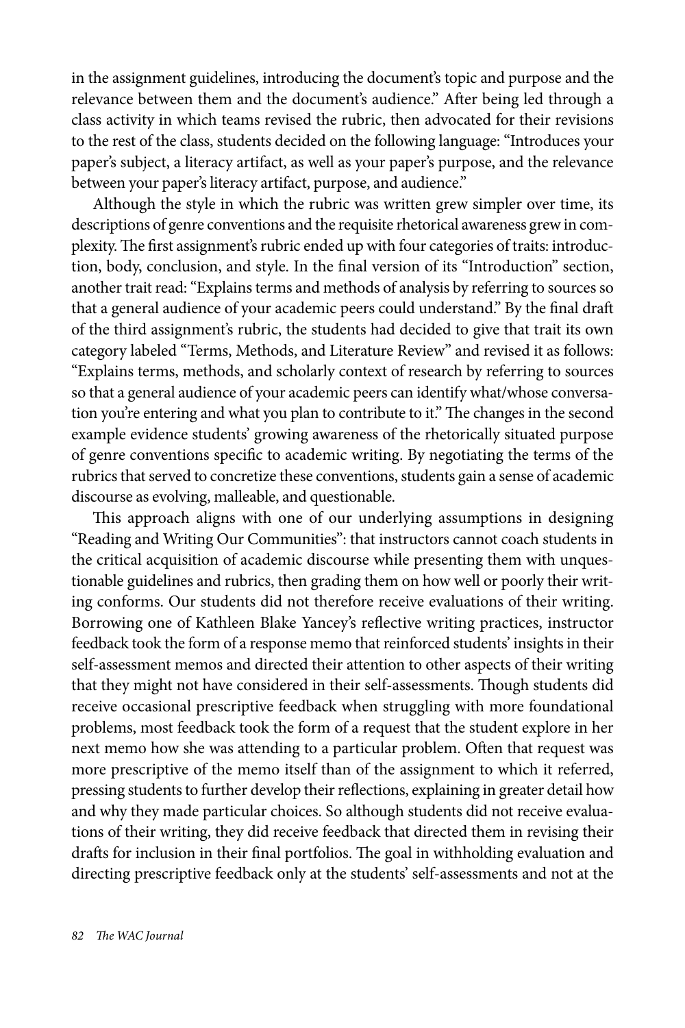in the assignment guidelines, introducing the document's topic and purpose and the relevance between them and the document's audience." After being led through a class activity in which teams revised the rubric, then advocated for their revisions to the rest of the class, students decided on the following language: "Introduces your paper's subject, a literacy artifact, as well as your paper's purpose, and the relevance between your paper's literacy artifact, purpose, and audience."

Although the style in which the rubric was written grew simpler over time, its descriptions of genre conventions and the requisite rhetorical awareness grew in complexity. The first assignment's rubric ended up with four categories of traits: introduction, body, conclusion, and style. In the final version of its "Introduction" section, another trait read: "Explains terms and methods of analysis by referring to sources so that a general audience of your academic peers could understand." By the final draft of the third assignment's rubric, the students had decided to give that trait its own category labeled "Terms, Methods, and Literature Review" and revised it as follows: "Explains terms, methods, and scholarly context of research by referring to sources so that a general audience of your academic peers can identify what/whose conversation you're entering and what you plan to contribute to it." The changes in the second example evidence students' growing awareness of the rhetorically situated purpose of genre conventions specific to academic writing. By negotiating the terms of the rubrics that served to concretize these conventions, students gain a sense of academic discourse as evolving, malleable, and questionable.

This approach aligns with one of our underlying assumptions in designing "Reading and Writing Our Communities": that instructors cannot coach students in the critical acquisition of academic discourse while presenting them with unquestionable guidelines and rubrics, then grading them on how well or poorly their writing conforms. Our students did not therefore receive evaluations of their writing. Borrowing one of Kathleen Blake Yancey's reflective writing practices, instructor feedback took the form of a response memo that reinforced students' insights in their self-assessment memos and directed their attention to other aspects of their writing that they might not have considered in their self-assessments. Though students did receive occasional prescriptive feedback when struggling with more foundational problems, most feedback took the form of a request that the student explore in her next memo how she was attending to a particular problem. Often that request was more prescriptive of the memo itself than of the assignment to which it referred, pressing students to further develop their reflections, explaining in greater detail how and why they made particular choices. So although students did not receive evaluations of their writing, they did receive feedback that directed them in revising their drafts for inclusion in their final portfolios. The goal in withholding evaluation and directing prescriptive feedback only at the students' self-assessments and not at the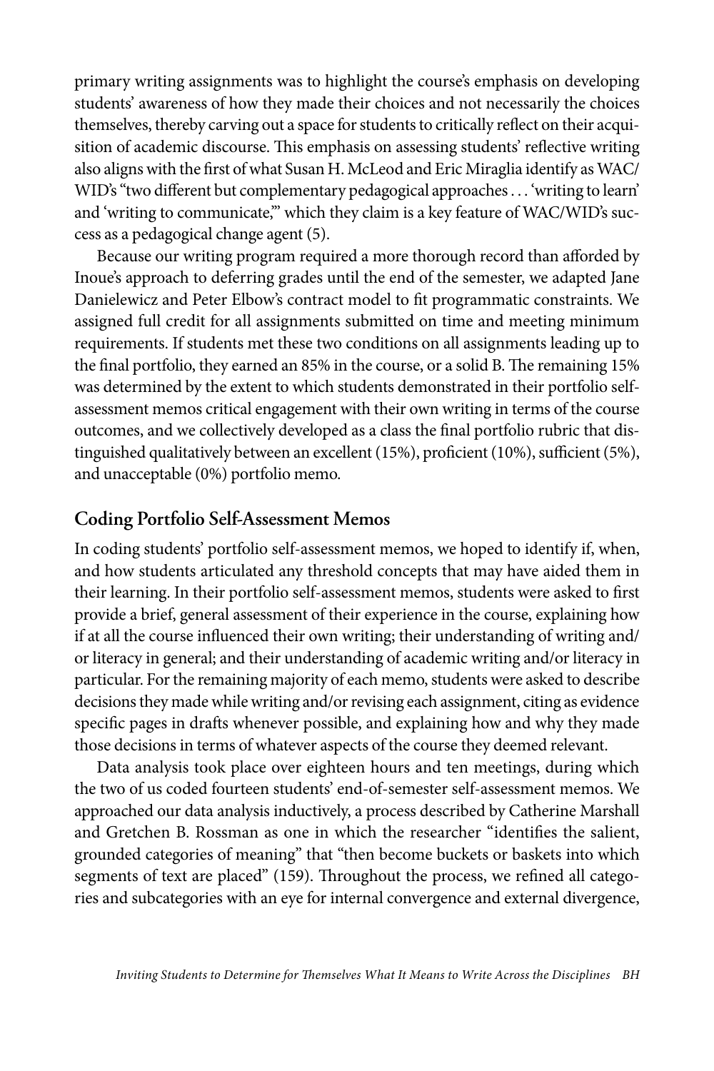primary writing assignments was to highlight the course's emphasis on developing students' awareness of how they made their choices and not necessarily the choices themselves, thereby carving out a space for students to critically reflect on their acquisition of academic discourse. This emphasis on assessing students' reflective writing also aligns with the first of what Susan H. McLeod and Eric Miraglia identify as WAC/WID's "two different but complementary pedagogical approaches . . . 'writing to learn' and 'writing to communicate,'" which they claim is a key feature of WAC/WID's success as a pedagogical change agent (5).

Because our writing program required a more thorough record than afforded by Inoue's approach to deferring grades until the end of the semester, we adapted Jane Danielewicz and Peter Elbow's contract model to fit programmatic constraints. We assigned full credit for all assignments submitted on time and meeting minimum requirements. If students met these two conditions on all assignments leading up to the final portfolio, they earned an 85% in the course, or a solid B. The remaining 15% was determined by the extent to which students demonstrated in their portfolio self-assessment memos critical engagement with their own writing in terms of the course outcomes, and we collectively developed as a class the final portfolio rubric that distinguished qualitatively between an excellent (15%), proficient (10%), sufficient (5%), and unacceptable (0%) portfolio memo.

## Coding Portfolio Self-Assessment Memos

In coding students' portfolio self-assessment memos, we hoped to identify if, when, and how students articulated any threshold concepts that may have aided them in their learning. In their portfolio self-assessment memos, students were asked to first provide a brief, general assessment of their experience in the course, explaining how if at all the course influenced their own writing; their understanding of writing and/or literacy in general; and their understanding of academic writing and/or literacy in particular. For the remaining majority of each memo, students were asked to describe decisions they made while writing and/or revising each assignment, citing as evidence specific pages in drafts whenever possible, and explaining how and why they made those decisions in terms of whatever aspects of the course they deemed relevant.

Data analysis took place over eighteen hours and ten meetings, during which the two of us coded fourteen students' end-of-semester self-assessment memos. We approached our data analysis inductively, a process described by Catherine Marshall and Gretchen B. Rossman as one in which the researcher "identifies the salient, grounded categories of meaning" that "then become buckets or baskets into which segments of text are placed" (159). Throughout the process, we refined all categories and subcategories with an eye for internal convergence and external divergence,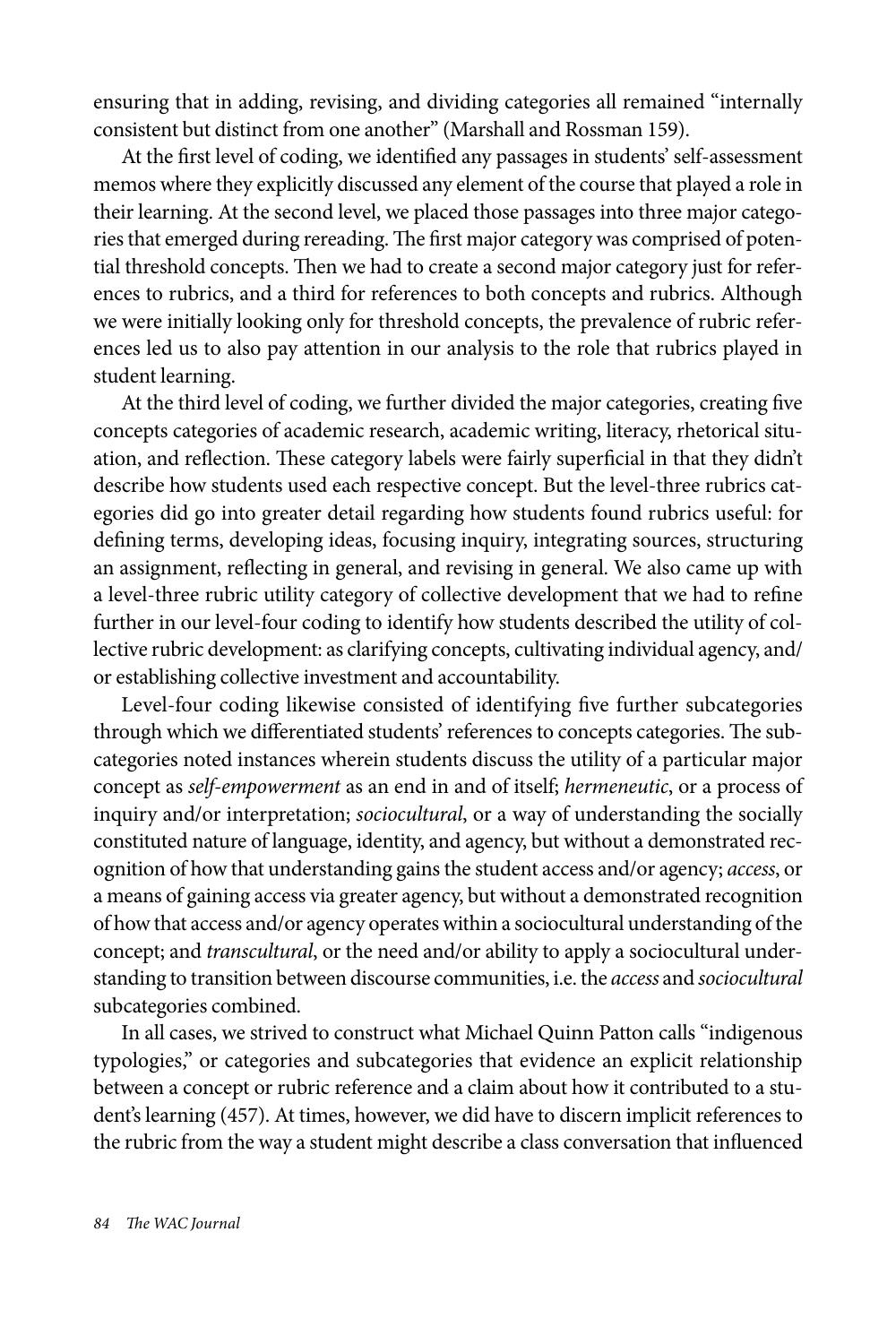ensuring that in adding, revising, and dividing categories all remained "internally consistent but distinct from one another" (Marshall and Rossman 159).

At the first level of coding, we identified any passages in students' self-assessment memos where they explicitly discussed any element of the course that played a role in their learning. At the second level, we placed those passages into three major categories that emerged during rereading. The first major category was comprised of potential threshold concepts. Then we had to create a second major category just for references to rubrics, and a third for references to both concepts and rubrics. Although we were initially looking only for threshold concepts, the prevalence of rubric references led us to also pay attention in our analysis to the role that rubrics played in student learning.

At the third level of coding, we further divided the major categories, creating five concepts categories of academic research, academic writing, literacy, rhetorical situation, and reflection. These category labels were fairly superficial in that they didn't describe how students used each respective concept. But the level-three rubrics categories did go into greater detail regarding how students found rubrics useful: for defining terms, developing ideas, focusing inquiry, integrating sources, structuring an assignment, reflecting in general, and revising in general. We also came up with a level-three rubric utility category of collective development that we had to refine further in our level-four coding to identify how students described the utility of collective rubric development: as clarifying concepts, cultivating individual agency, and/or establishing collective investment and accountability.

Level-four coding likewise consisted of identifying five further subcategories through which we differentiated students' references to concepts categories. The subcategories noted instances wherein students discuss the utility of a particular major concept as *self-empowerment* as an end in and of itself; *hermeneutic*, or a process of inquiry and/or interpretation; *sociocultural*, or a way of understanding the socially constituted nature of language, identity, and agency, but without a demonstrated recognition of how that understanding gains the student access and/or agency; *access*, or a means of gaining access via greater agency, but without a demonstrated recognition of how that access and/or agency operates within a sociocultural understanding of the concept; and *transcultural*, or the need and/or ability to apply a sociocultural understanding to transition between discourse communities, i.e. the *access* and *sociocultural* subcategories combined.

In all cases, we strived to construct what Michael Quinn Patton calls "indigenous typologies," or categories and subcategories that evidence an explicit relationship between a concept or rubric reference and a claim about how it contributed to a student's learning (457). At times, however, we did have to discern implicit references to the rubric from the way a student might describe a class conversation that influenced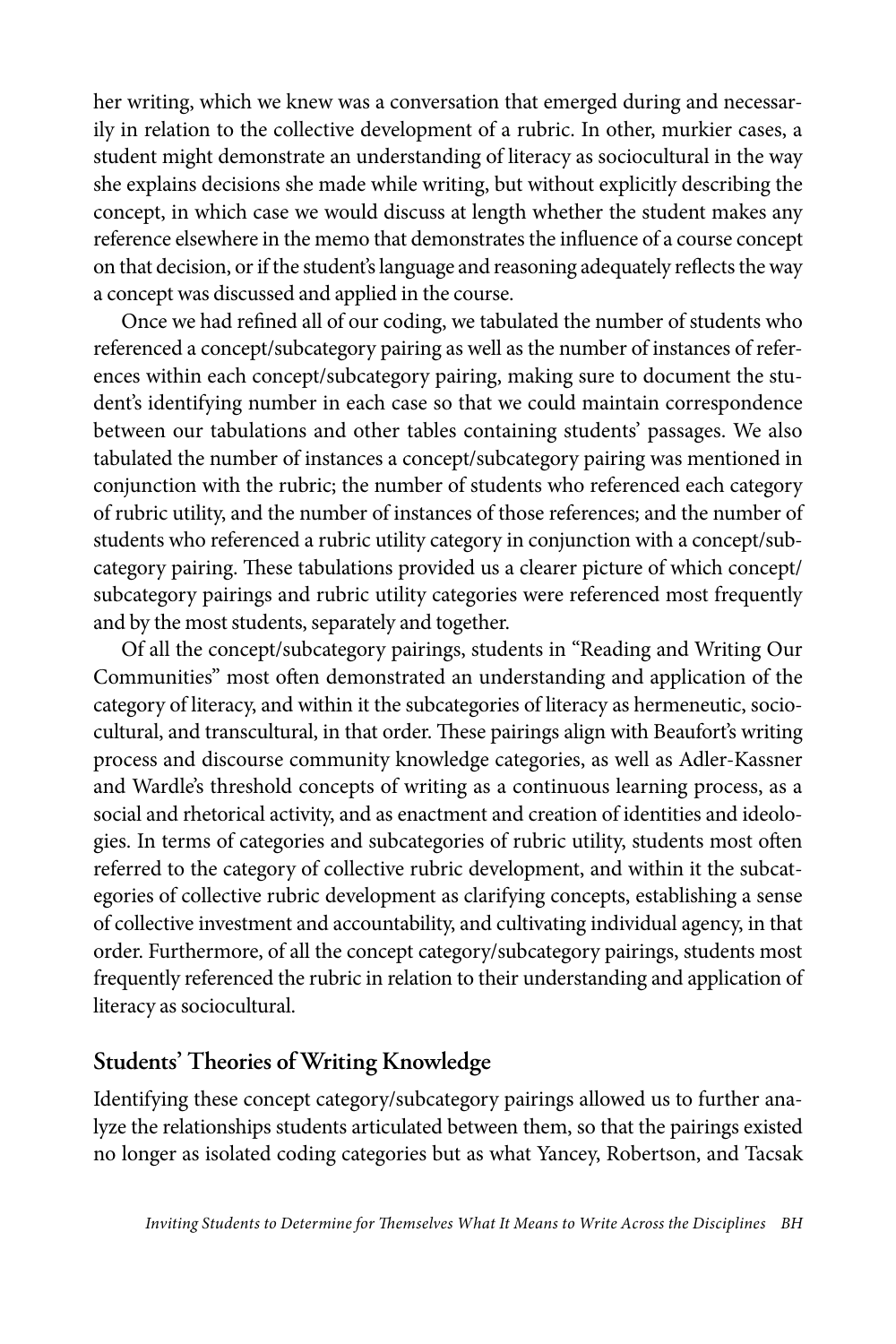her writing, which we knew was a conversation that emerged during and necessarily in relation to the collective development of a rubric. In other, murkier cases, a student might demonstrate an understanding of literacy as sociocultural in the way she explains decisions she made while writing, but without explicitly describing the concept, in which case we would discuss at length whether the student makes any reference elsewhere in the memo that demonstrates the influence of a course concept on that decision, or if the student's language and reasoning adequately reflects the way a concept was discussed and applied in the course.

Once we had refined all of our coding, we tabulated the number of students who referenced a concept/subcategory pairing as well as the number of instances of references within each concept/subcategory pairing, making sure to document the student's identifying number in each case so that we could maintain correspondence between our tabulations and other tables containing students' passages. We also tabulated the number of instances a concept/subcategory pairing was mentioned in conjunction with the rubric; the number of students who referenced each category of rubric utility, and the number of instances of those references; and the number of students who referenced a rubric utility category in conjunction with a concept/subcategory pairing. These tabulations provided us a clearer picture of which concept/subcategory pairings and rubric utility categories were referenced most frequently and by the most students, separately and together.

Of all the concept/subcategory pairings, students in "Reading and Writing Our Communities" most often demonstrated an understanding and application of the category of literacy, and within it the subcategories of literacy as hermeneutic, sociocultural, and transcultural, in that order. These pairings align with Beaufort's writing process and discourse community knowledge categories, as well as Adler-Kassner and Wardle's threshold concepts of writing as a continuous learning process, as a social and rhetorical activity, and as enactment and creation of identities and ideologies. In terms of categories and subcategories of rubric utility, students most often referred to the category of collective rubric development, and within it the subcategories of collective rubric development as clarifying concepts, establishing a sense of collective investment and accountability, and cultivating individual agency, in that order. Furthermore, of all the concept category/subcategory pairings, students most frequently referenced the rubric in relation to their understanding and application of literacy as sociocultural.

## Students' Theories of Writing Knowledge

Identifying these concept category/subcategory pairings allowed us to further analyze the relationships students articulated between them, so that the pairings existed no longer as isolated coding categories but as what Yancey, Robertson, and Tacsak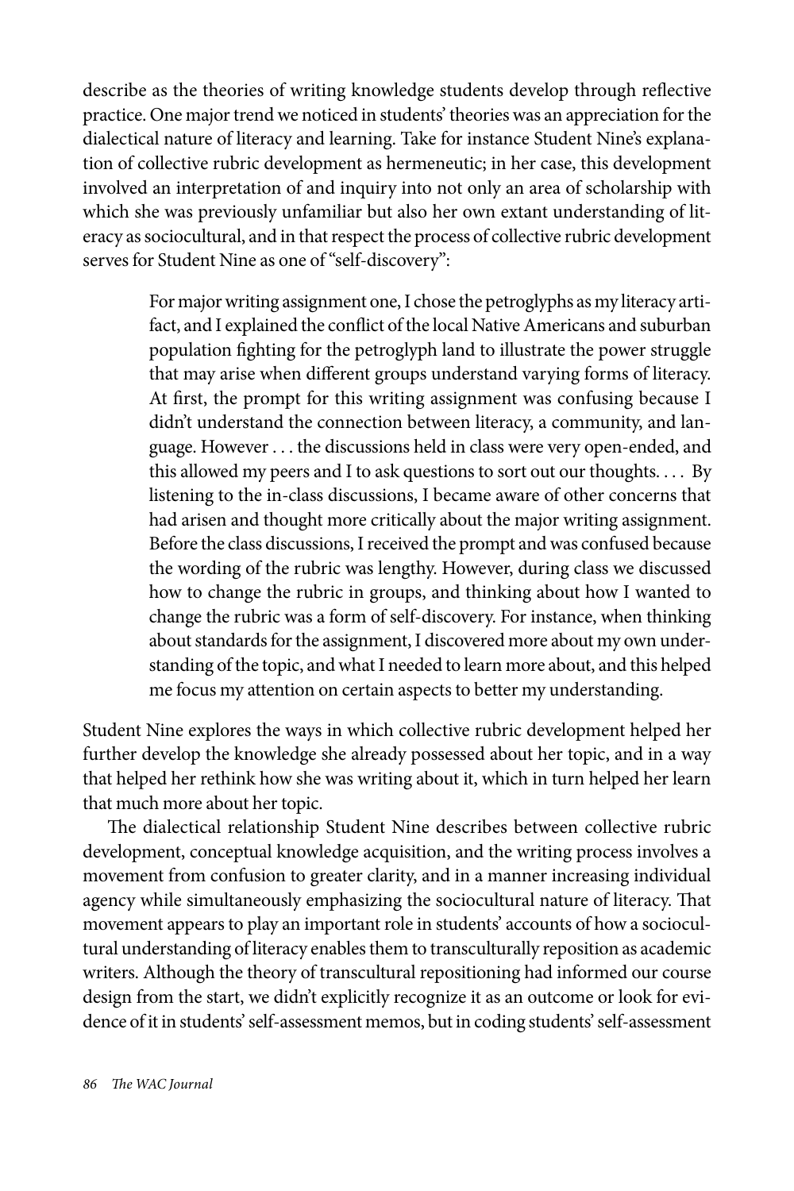describe as the theories of writing knowledge students develop through reflective practice. One major trend we noticed in students' theories was an appreciation for the dialectical nature of literacy and learning. Take for instance Student Nine's explanation of collective rubric development as hermeneutic; in her case, this development involved an interpretation of and inquiry into not only an area of scholarship with which she was previously unfamiliar but also her own extant understanding of literacy as sociocultural, and in that respect the process of collective rubric development serves for Student Nine as one of "self-discovery":

> For major writing assignment one, I chose the petroglyphs as my literacy artifact, and I explained the conflict of the local Native Americans and suburban population fighting for the petroglyph land to illustrate the power struggle that may arise when different groups understand varying forms of literacy. At first, the prompt for this writing assignment was confusing because I didn't understand the connection between literacy, a community, and language. However . . . the discussions held in class were very open-ended, and this allowed my peers and I to ask questions to sort out our thoughts. . . . By listening to the in-class discussions, I became aware of other concerns that had arisen and thought more critically about the major writing assignment. Before the class discussions, I received the prompt and was confused because the wording of the rubric was lengthy. However, during class we discussed how to change the rubric in groups, and thinking about how I wanted to change the rubric was a form of self-discovery. For instance, when thinking about standards for the assignment, I discovered more about my own understanding of the topic, and what I needed to learn more about, and this helped me focus my attention on certain aspects to better my understanding.

Student Nine explores the ways in which collective rubric development helped her further develop the knowledge she already possessed about her topic, and in a way that helped her rethink how she was writing about it, which in turn helped her learn that much more about her topic.

The dialectical relationship Student Nine describes between collective rubric development, conceptual knowledge acquisition, and the writing process involves a movement from confusion to greater clarity, and in a manner increasing individual agency while simultaneously emphasizing the sociocultural nature of literacy. That movement appears to play an important role in students' accounts of how a sociocultural understanding of literacy enables them to transculturally reposition as academic writers. Although the theory of transcultural repositioning had informed our course design from the start, we didn't explicitly recognize it as an outcome or look for evidence of it in students' self-assessment memos, but in coding students' self-assessment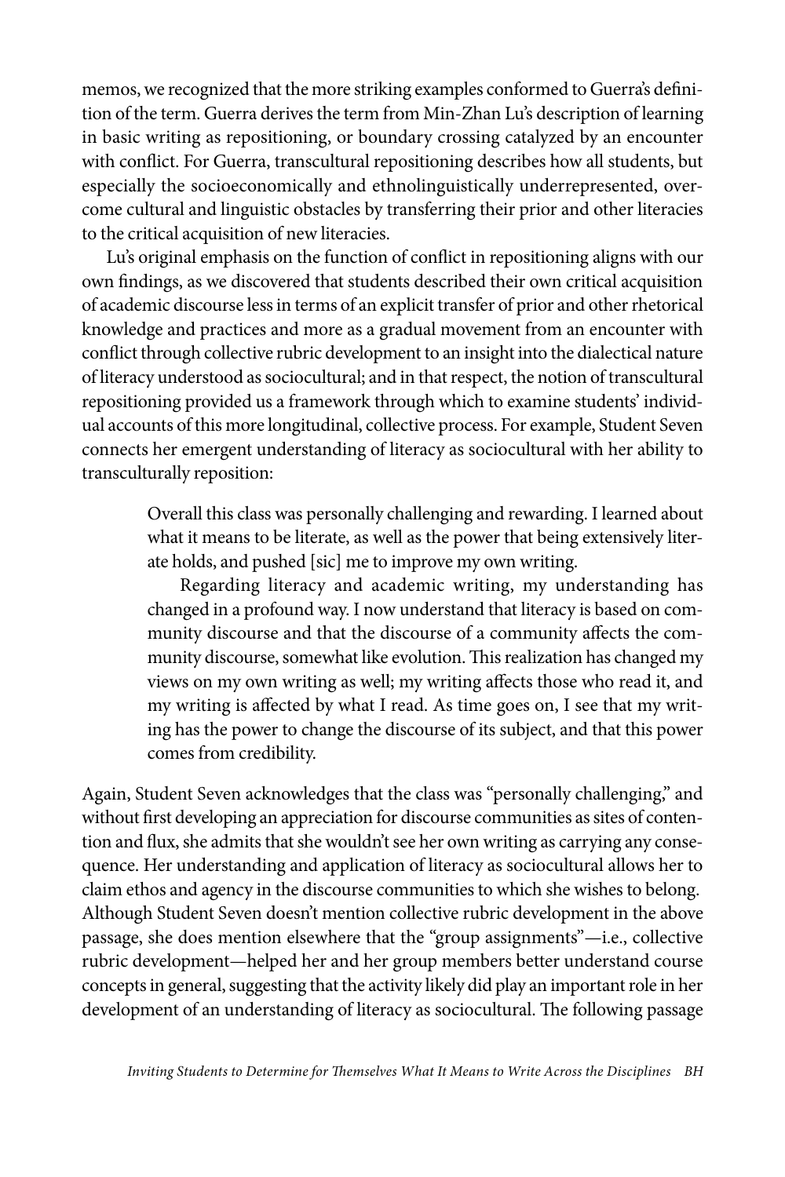memos, we recognized that the more striking examples conformed to Guerra's definition of the term. Guerra derives the term from Min-Zhan Lu's description of learning in basic writing as repositioning, or boundary crossing catalyzed by an encounter with conflict. For Guerra, transcultural repositioning describes how all students, but especially the socioeconomically and ethnolinguistically underrepresented, overcome cultural and linguistic obstacles by transferring their prior and other literacies to the critical acquisition of new literacies.

Lu's original emphasis on the function of conflict in repositioning aligns with our own findings, as we discovered that students described their own critical acquisition of academic discourse less in terms of an explicit transfer of prior and other rhetorical knowledge and practices and more as a gradual movement from an encounter with conflict through collective rubric development to an insight into the dialectical nature of literacy understood as sociocultural; and in that respect, the notion of transcultural repositioning provided us a framework through which to examine students' individual accounts of this more longitudinal, collective process. For example, Student Seven connects her emergent understanding of literacy as sociocultural with her ability to transculturally reposition:

> Overall this class was personally challenging and rewarding. I learned about what it means to be literate, as well as the power that being extensively literate holds, and pushed [sic] me to improve my own writing.
>
> Regarding literacy and academic writing, my understanding has changed in a profound way. I now understand that literacy is based on community discourse and that the discourse of a community affects the community discourse, somewhat like evolution. This realization has changed my views on my own writing as well; my writing affects those who read it, and my writing is affected by what I read. As time goes on, I see that my writing has the power to change the discourse of its subject, and that this power comes from credibility.

Again, Student Seven acknowledges that the class was "personally challenging," and without first developing an appreciation for discourse communities as sites of contention and flux, she admits that she wouldn't see her own writing as carrying any consequence. Her understanding and application of literacy as sociocultural allows her to claim ethos and agency in the discourse communities to which she wishes to belong. Although Student Seven doesn't mention collective rubric development in the above passage, she does mention elsewhere that the "group assignments"—i.e., collective rubric development—helped her and her group members better understand course concepts in general, suggesting that the activity likely did play an important role in her development of an understanding of literacy as sociocultural. The following passage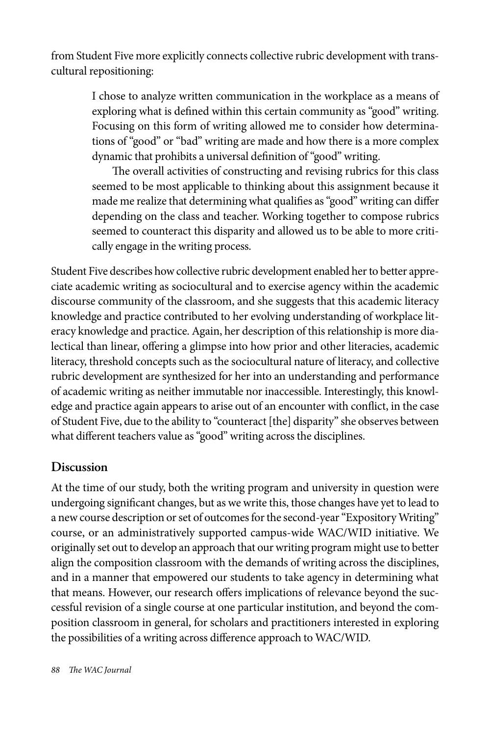from Student Five more explicitly connects collective rubric development with transcultural repositioning:

> I chose to analyze written communication in the workplace as a means of exploring what is defined within this certain community as "good" writing. Focusing on this form of writing allowed me to consider how determinations of "good" or "bad" writing are made and how there is a more complex dynamic that prohibits a universal definition of "good" writing.
>
> The overall activities of constructing and revising rubrics for this class seemed to be most applicable to thinking about this assignment because it made me realize that determining what qualifies as "good" writing can differ depending on the class and teacher. Working together to compose rubrics seemed to counteract this disparity and allowed us to be able to more critically engage in the writing process.

Student Five describes how collective rubric development enabled her to better appreciate academic writing as sociocultural and to exercise agency within the academic discourse community of the classroom, and she suggests that this academic literacy knowledge and practice contributed to her evolving understanding of workplace literacy knowledge and practice. Again, her description of this relationship is more dialectical than linear, offering a glimpse into how prior and other literacies, academic literacy, threshold concepts such as the sociocultural nature of literacy, and collective rubric development are synthesized for her into an understanding and performance of academic writing as neither immutable nor inaccessible. Interestingly, this knowledge and practice again appears to arise out of an encounter with conflict, in the case of Student Five, due to the ability to "counteract [the] disparity" she observes between what different teachers value as "good" writing across the disciplines.

## Discussion

At the time of our study, both the writing program and university in question were undergoing significant changes, but as we write this, those changes have yet to lead to a new course description or set of outcomes for the second-year "Expository Writing" course, or an administratively supported campus-wide WAC/WID initiative. We originally set out to develop an approach that our writing program might use to better align the composition classroom with the demands of writing across the disciplines, and in a manner that empowered our students to take agency in determining what that means. However, our research offers implications of relevance beyond the successful revision of a single course at one particular institution, and beyond the composition classroom in general, for scholars and practitioners interested in exploring the possibilities of a writing across difference approach to WAC/WID.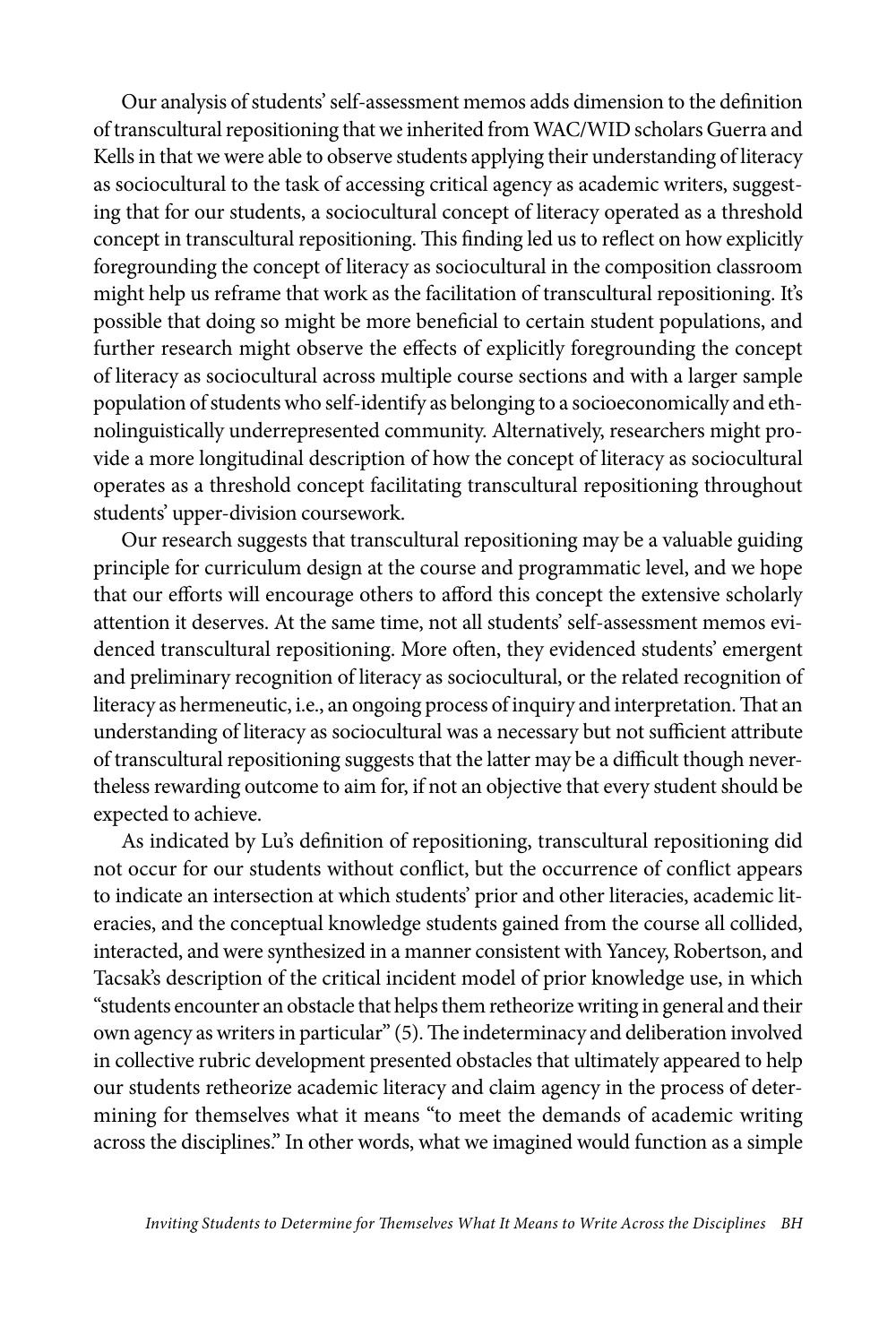Our analysis of students' self-assessment memos adds dimension to the definition of transcultural repositioning that we inherited from WAC/WID scholars Guerra and Kells in that we were able to observe students applying their understanding of literacy as sociocultural to the task of accessing critical agency as academic writers, suggesting that for our students, a sociocultural concept of literacy operated as a threshold concept in transcultural repositioning. This finding led us to reflect on how explicitly foregrounding the concept of literacy as sociocultural in the composition classroom might help us reframe that work as the facilitation of transcultural repositioning. It's possible that doing so might be more beneficial to certain student populations, and further research might observe the effects of explicitly foregrounding the concept of literacy as sociocultural across multiple course sections and with a larger sample population of students who self-identify as belonging to a socioeconomically and ethnolinguistically underrepresented community. Alternatively, researchers might provide a more longitudinal description of how the concept of literacy as sociocultural operates as a threshold concept facilitating transcultural repositioning throughout students' upper-division coursework.

Our research suggests that transcultural repositioning may be a valuable guiding principle for curriculum design at the course and programmatic level, and we hope that our efforts will encourage others to afford this concept the extensive scholarly attention it deserves. At the same time, not all students' self-assessment memos evidenced transcultural repositioning. More often, they evidenced students' emergent and preliminary recognition of literacy as sociocultural, or the related recognition of literacy as hermeneutic, i.e., an ongoing process of inquiry and interpretation. That an understanding of literacy as sociocultural was a necessary but not sufficient attribute of transcultural repositioning suggests that the latter may be a difficult though nevertheless rewarding outcome to aim for, if not an objective that every student should be expected to achieve.

As indicated by Lu's definition of repositioning, transcultural repositioning did not occur for our students without conflict, but the occurrence of conflict appears to indicate an intersection at which students' prior and other literacies, academic literacies, and the conceptual knowledge students gained from the course all collided, interacted, and were synthesized in a manner consistent with Yancey, Robertson, and Tacsak's description of the critical incident model of prior knowledge use, in which "students encounter an obstacle that helps them retheorize writing in general and their own agency as writers in particular" (5). The indeterminacy and deliberation involved in collective rubric development presented obstacles that ultimately appeared to help our students retheorize academic literacy and claim agency in the process of determining for themselves what it means "to meet the demands of academic writing across the disciplines." In other words, what we imagined would function as a simple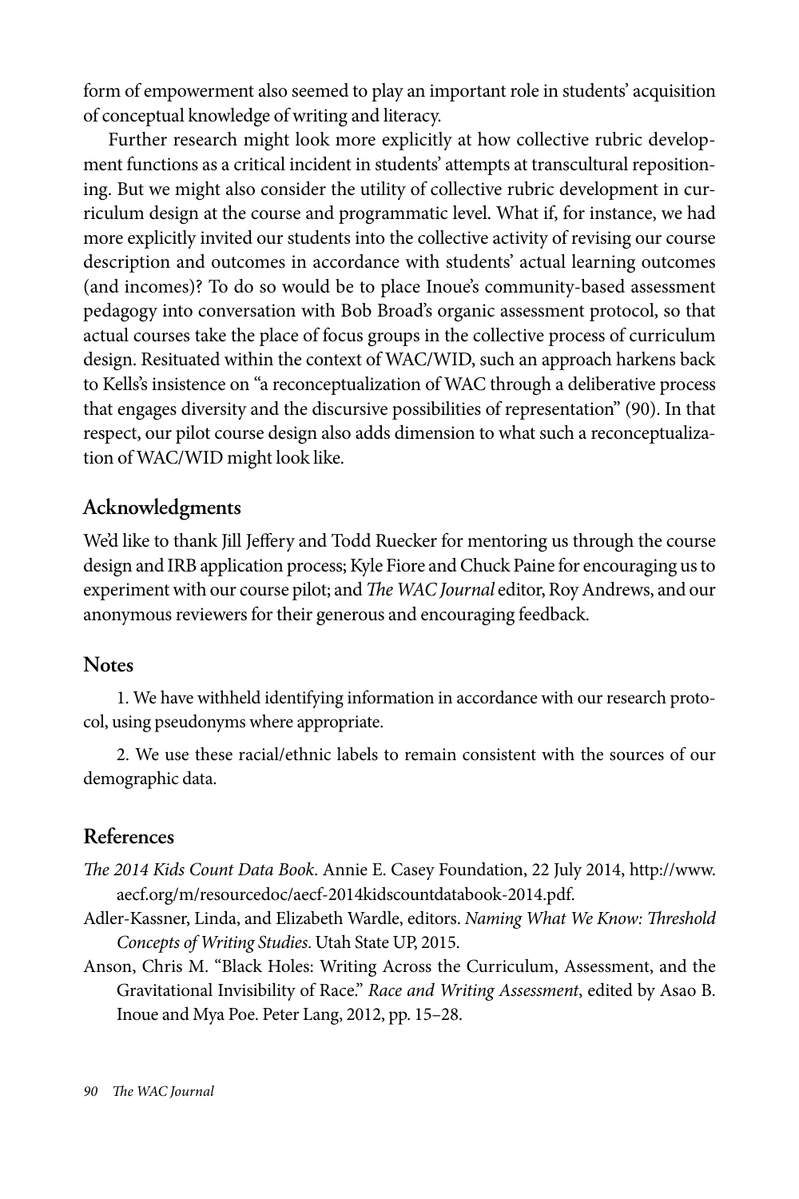form of empowerment also seemed to play an important role in students' acquisition of conceptual knowledge of writing and literacy.

Further research might look more explicitly at how collective rubric development functions as a critical incident in students' attempts at transcultural repositioning. But we might also consider the utility of collective rubric development in curriculum design at the course and programmatic level. What if, for instance, we had more explicitly invited our students into the collective activity of revising our course description and outcomes in accordance with students' actual learning outcomes (and incomes)? To do so would be to place Inoue's community-based assessment pedagogy into conversation with Bob Broad's organic assessment protocol, so that actual courses take the place of focus groups in the collective process of curriculum design. Resituated within the context of WAC/WID, such an approach harkens back to Kells's insistence on "a reconceptualization of WAC through a deliberative process that engages diversity and the discursive possibilities of representation" (90). In that respect, our pilot course design also adds dimension to what such a reconceptualization of WAC/WID might look like.

## Acknowledgments

We'd like to thank Jill Jeffery and Todd Ruecker for mentoring us through the course design and IRB application process; Kyle Fiore and Chuck Paine for encouraging us to experiment with our course pilot; and *The WAC Journal* editor, Roy Andrews, and our anonymous reviewers for their generous and encouraging feedback.

## Notes

1. We have withheld identifying information in accordance with our research protocol, using pseudonyms where appropriate.

2. We use these racial/ethnic labels to remain consistent with the sources of our demographic data.

## References

*The 2014 Kids Count Data Book*. Annie E. Casey Foundation, 22 July 2014, http://www.aecf.org/m/resourcedoc/aecf-2014kidscountdatabook-2014.pdf.

Adler-Kassner, Linda, and Elizabeth Wardle, editors. *Naming What We Know: Threshold Concepts of Writing Studies*. Utah State UP, 2015.

Anson, Chris M. "Black Holes: Writing Across the Curriculum, Assessment, and the Gravitational Invisibility of Race." *Race and Writing Assessment*, edited by Asao B. Inoue and Mya Poe. Peter Lang, 2012, pp. 15–28.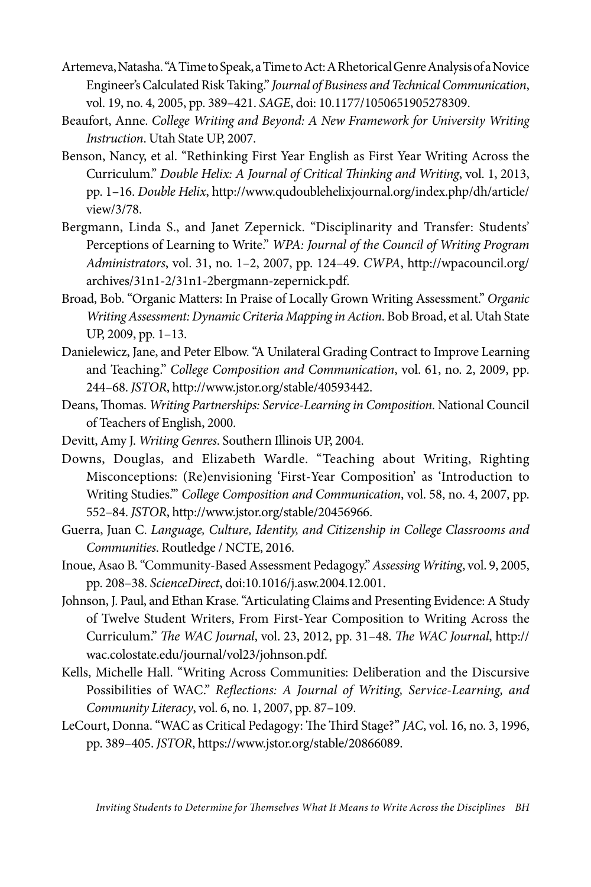Artemeva, Natasha. "A Time to Speak, a Time to Act: A Rhetorical Genre Analysis of a Novice Engineer's Calculated Risk Taking." *Journal of Business and Technical Communication*, vol. 19, no. 4, 2005, pp. 389–421. *SAGE*, doi: 10.1177/1050651905278309.

Beaufort, Anne. *College Writing and Beyond: A New Framework for University Writing Instruction*. Utah State UP, 2007.

Benson, Nancy, et al. "Rethinking First Year English as First Year Writing Across the Curriculum." *Double Helix: A Journal of Critical Thinking and Writing*, vol. 1, 2013, pp. 1–16. *Double Helix*, http://www.qudoublehelixjournal.org/index.php/dh/article/view/3/78.

Bergmann, Linda S., and Janet Zepernick. "Disciplinarity and Transfer: Students' Perceptions of Learning to Write." *WPA: Journal of the Council of Writing Program Administrators*, vol. 31, no. 1–2, 2007, pp. 124–49. *CWPA*, http://wpacouncil.org/archives/31n1-2/31n1-2bergmann-zepernick.pdf.

Broad, Bob. "Organic Matters: In Praise of Locally Grown Writing Assessment." *Organic Writing Assessment: Dynamic Criteria Mapping in Action*. Bob Broad, et al. Utah State UP, 2009, pp. 1–13.

Danielewicz, Jane, and Peter Elbow. "A Unilateral Grading Contract to Improve Learning and Teaching." *College Composition and Communication*, vol. 61, no. 2, 2009, pp. 244–68. *JSTOR*, http://www.jstor.org/stable/40593442.

Deans, Thomas. *Writing Partnerships: Service-Learning in Composition*. National Council of Teachers of English, 2000.

Devitt, Amy J. *Writing Genres*. Southern Illinois UP, 2004.

Downs, Douglas, and Elizabeth Wardle. "Teaching about Writing, Righting Misconceptions: (Re)envisioning 'First-Year Composition' as 'Introduction to Writing Studies.'" *College Composition and Communication*, vol. 58, no. 4, 2007, pp. 552–84. *JSTOR*, http://www.jstor.org/stable/20456966.

Guerra, Juan C. *Language, Culture, Identity, and Citizenship in College Classrooms and Communities*. Routledge / NCTE, 2016.

Inoue, Asao B. "Community-Based Assessment Pedagogy." *Assessing Writing*, vol. 9, 2005, pp. 208–38. *ScienceDirect*, doi:10.1016/j.asw.2004.12.001.

Johnson, J. Paul, and Ethan Krase. "Articulating Claims and Presenting Evidence: A Study of Twelve Student Writers, From First-Year Composition to Writing Across the Curriculum." *The WAC Journal*, vol. 23, 2012, pp. 31–48. *The WAC Journal*, http://wac.colostate.edu/journal/vol23/johnson.pdf.

Kells, Michelle Hall. "Writing Across Communities: Deliberation and the Discursive Possibilities of WAC." *Reflections: A Journal of Writing, Service-Learning, and Community Literacy*, vol. 6, no. 1, 2007, pp. 87–109.

LeCourt, Donna. "WAC as Critical Pedagogy: The Third Stage?" *JAC*, vol. 16, no. 3, 1996, pp. 389–405. *JSTOR*, https://www.jstor.org/stable/20866089.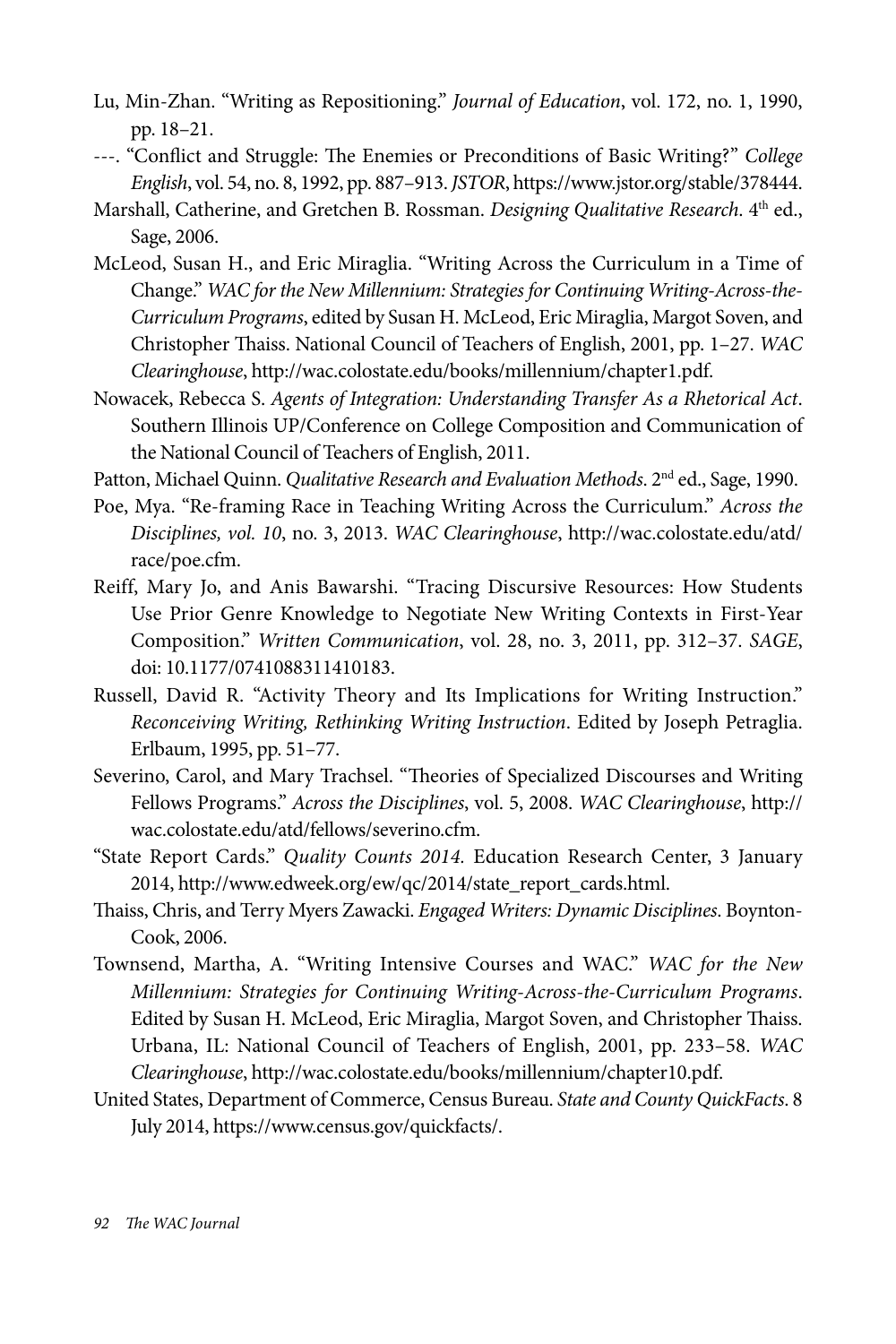Lu, Min-Zhan. "Writing as Repositioning." *Journal of Education*, vol. 172, no. 1, 1990, pp. 18–21.

---. "Conflict and Struggle: The Enemies or Preconditions of Basic Writing?" *College English*, vol. 54, no. 8, 1992, pp. 887–913. *JSTOR*, https://www.jstor.org/stable/378444.

Marshall, Catherine, and Gretchen B. Rossman. *Designing Qualitative Research*. 4th ed., Sage, 2006.

McLeod, Susan H., and Eric Miraglia. "Writing Across the Curriculum in a Time of Change." *WAC for the New Millennium: Strategies for Continuing Writing-Across-the-Curriculum Programs*, edited by Susan H. McLeod, Eric Miraglia, Margot Soven, and Christopher Thaiss. National Council of Teachers of English, 2001, pp. 1–27. *WAC Clearinghouse*, http://wac.colostate.edu/books/millennium/chapter1.pdf.

Nowacek, Rebecca S. *Agents of Integration: Understanding Transfer As a Rhetorical Act*. Southern Illinois UP/Conference on College Composition and Communication of the National Council of Teachers of English, 2011.

Patton, Michael Quinn. *Qualitative Research and Evaluation Methods*. 2nd ed., Sage, 1990.

Poe, Mya. "Re-framing Race in Teaching Writing Across the Curriculum." *Across the Disciplines, vol. 10*, no. 3, 2013. *WAC Clearinghouse*, http://wac.colostate.edu/atd/race/poe.cfm.

Reiff, Mary Jo, and Anis Bawarshi. "Tracing Discursive Resources: How Students Use Prior Genre Knowledge to Negotiate New Writing Contexts in First-Year Composition." *Written Communication*, vol. 28, no. 3, 2011, pp. 312–37. *SAGE*, doi: 10.1177/0741088311410183.

Russell, David R. "Activity Theory and Its Implications for Writing Instruction." *Reconceiving Writing, Rethinking Writing Instruction*. Edited by Joseph Petraglia. Erlbaum, 1995, pp. 51–77.

Severino, Carol, and Mary Trachsel. "Theories of Specialized Discourses and Writing Fellows Programs." *Across the Disciplines*, vol. 5, 2008. *WAC Clearinghouse*, http://wac.colostate.edu/atd/fellows/severino.cfm.

"State Report Cards." *Quality Counts 2014*. Education Research Center, 3 January 2014, http://www.edweek.org/ew/qc/2014/state_report_cards.html.

Thaiss, Chris, and Terry Myers Zawacki. *Engaged Writers: Dynamic Disciplines*. Boynton-Cook, 2006.

Townsend, Martha, A. "Writing Intensive Courses and WAC." *WAC for the New Millennium: Strategies for Continuing Writing-Across-the-Curriculum Programs*. Edited by Susan H. McLeod, Eric Miraglia, Margot Soven, and Christopher Thaiss. Urbana, IL: National Council of Teachers of English, 2001, pp. 233–58. *WAC Clearinghouse*, http://wac.colostate.edu/books/millennium/chapter10.pdf.

United States, Department of Commerce, Census Bureau. *State and County QuickFacts*. 8 July 2014, https://www.census.gov/quickfacts/.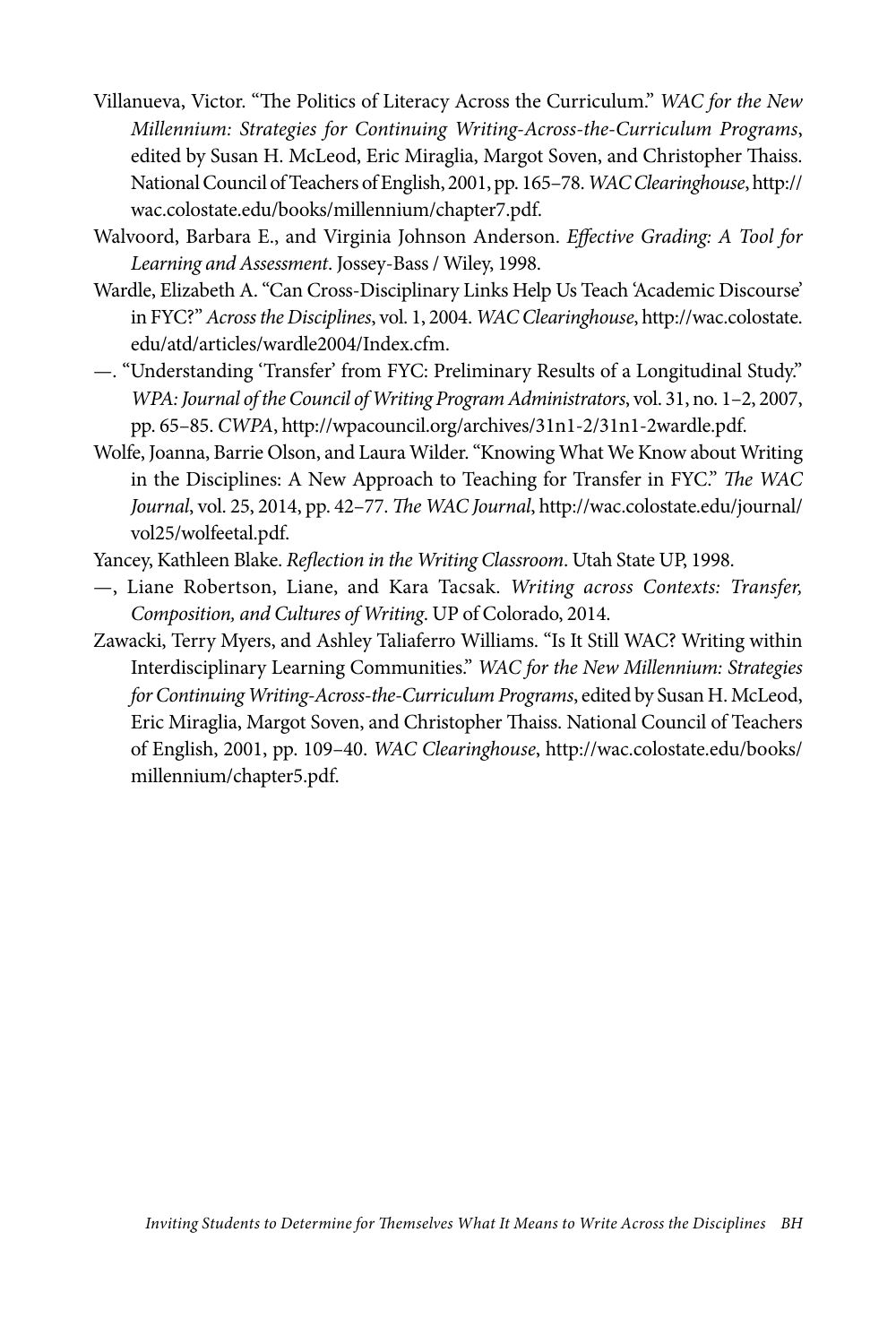Villanueva, Victor. "The Politics of Literacy Across the Curriculum." *WAC for the New Millennium: Strategies for Continuing Writing-Across-the-Curriculum Programs*, edited by Susan H. McLeod, Eric Miraglia, Margot Soven, and Christopher Thaiss. National Council of Teachers of English, 2001, pp. 165–78. *WAC Clearinghouse*, http://wac.colostate.edu/books/millennium/chapter7.pdf.

Walvoord, Barbara E., and Virginia Johnson Anderson. *Effective Grading: A Tool for Learning and Assessment*. Jossey-Bass / Wiley, 1998.

Wardle, Elizabeth A. "Can Cross-Disciplinary Links Help Us Teach 'Academic Discourse' in FYC?" *Across the Disciplines*, vol. 1, 2004. *WAC Clearinghouse*, http://wac.colostate.edu/atd/articles/wardle2004/Index.cfm.

—. "Understanding 'Transfer' from FYC: Preliminary Results of a Longitudinal Study." *WPA: Journal of the Council of Writing Program Administrators*, vol. 31, no. 1–2, 2007, pp. 65–85. *CWPA*, http://wpacouncil.org/archives/31n1-2/31n1-2wardle.pdf.

Wolfe, Joanna, Barrie Olson, and Laura Wilder. "Knowing What We Know about Writing in the Disciplines: A New Approach to Teaching for Transfer in FYC." *The WAC Journal*, vol. 25, 2014, pp. 42–77. *The WAC Journal*, http://wac.colostate.edu/journal/vol25/wolfeetal.pdf.

Yancey, Kathleen Blake. *Reflection in the Writing Classroom*. Utah State UP, 1998.

—, Liane Robertson, Liane, and Kara Tacsak. *Writing across Contexts: Transfer, Composition, and Cultures of Writing*. UP of Colorado, 2014.

Zawacki, Terry Myers, and Ashley Taliaferro Williams. "Is It Still WAC? Writing within Interdisciplinary Learning Communities." *WAC for the New Millennium: Strategies for Continuing Writing-Across-the-Curriculum Programs*, edited by Susan H. McLeod, Eric Miraglia, Margot Soven, and Christopher Thaiss. National Council of Teachers of English, 2001, pp. 109–40. *WAC Clearinghouse*, http://wac.colostate.edu/books/millennium/chapter5.pdf.